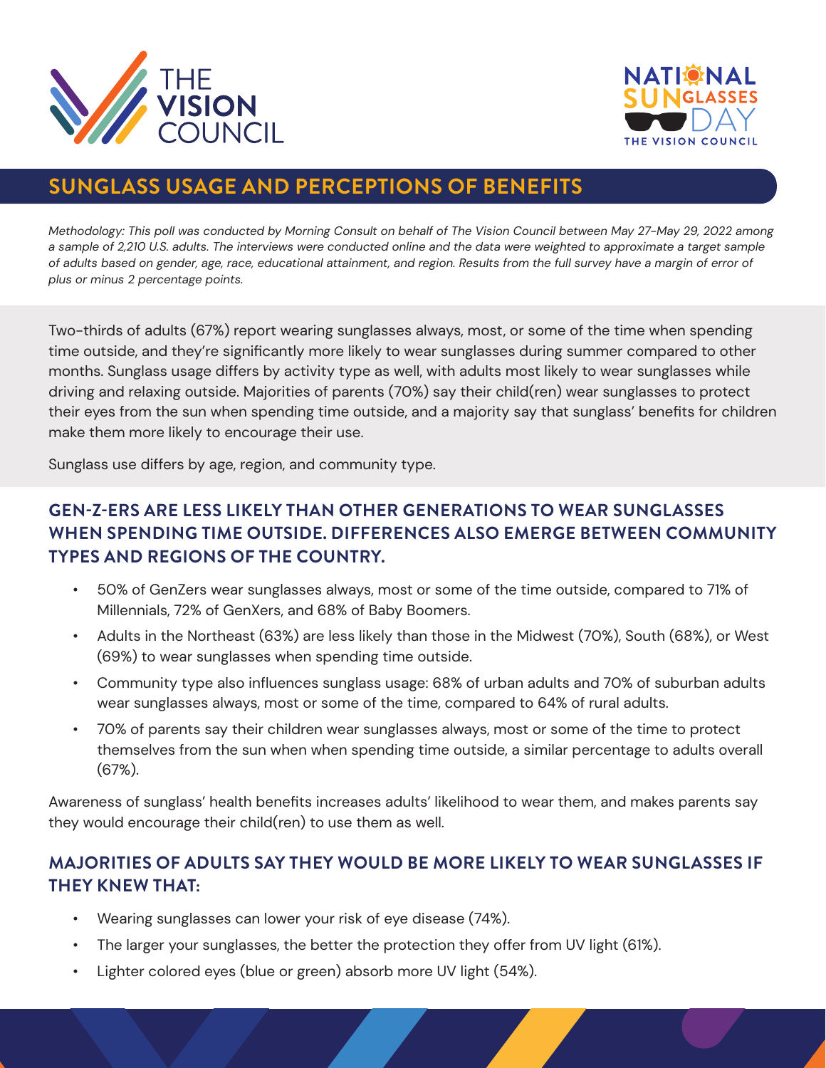THE VISION COUNCIL

NATIONAL SUNGLASSES DAY
THE VISION COUNCIL

# SUNGLASS USAGE AND PERCEPTIONS OF BENEFITS

*Methodology: This poll was conducted by Morning Consult on behalf of The Vision Council between May 27-May 29, 2022 among a sample of 2,210 U.S. adults. The interviews were conducted online and the data were weighted to approximate a target sample of adults based on gender, age, race, educational attainment, and region. Results from the full survey have a margin of error of plus or minus 2 percentage points.*

Two-thirds of adults (67%) report wearing sunglasses always, most, or some of the time when spending time outside, and they're significantly more likely to wear sunglasses during summer compared to other months. Sunglass usage differs by activity type as well, with adults most likely to wear sunglasses while driving and relaxing outside. Majorities of parents (70%) say their child(ren) wear sunglasses to protect their eyes from the sun when spending time outside, and a majority say that sunglass' benefits for children make them more likely to encourage their use.

Sunglass use differs by age, region, and community type.

## GEN-Z-ERS ARE LESS LIKELY THAN OTHER GENERATIONS TO WEAR SUNGLASSES WHEN SPENDING TIME OUTSIDE. DIFFERENCES ALSO EMERGE BETWEEN COMMUNITY TYPES AND REGIONS OF THE COUNTRY.

- 50% of GenZers wear sunglasses always, most or some of the time outside, compared to 71% of Millennials, 72% of GenXers, and 68% of Baby Boomers.
- Adults in the Northeast (63%) are less likely than those in the Midwest (70%), South (68%), or West (69%) to wear sunglasses when spending time outside.
- Community type also influences sunglass usage: 68% of urban adults and 70% of suburban adults wear sunglasses always, most or some of the time, compared to 64% of rural adults.
- 70% of parents say their children wear sunglasses always, most or some of the time to protect themselves from the sun when when spending time outside, a similar percentage to adults overall (67%).

Awareness of sunglass' health benefits increases adults' likelihood to wear them, and makes parents say they would encourage their child(ren) to use them as well.

## MAJORITIES OF ADULTS SAY THEY WOULD BE MORE LIKELY TO WEAR SUNGLASSES IF THEY KNEW THAT:

- Wearing sunglasses can lower your risk of eye disease (74%).
- The larger your sunglasses, the better the protection they offer from UV light (61%).
- Lighter colored eyes (blue or green) absorb more UV light (54%).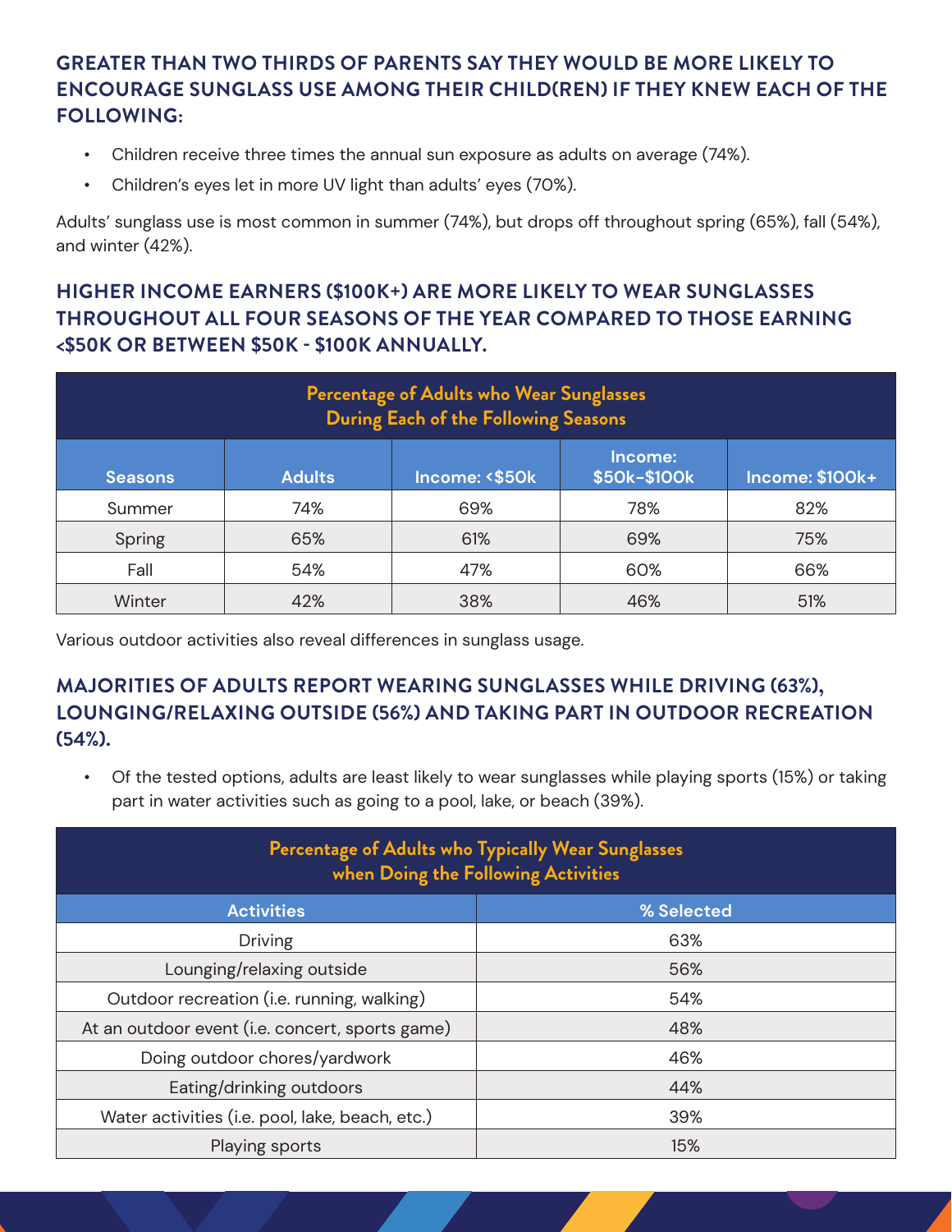## GREATER THAN TWO THIRDS OF PARENTS SAY THEY WOULD BE MORE LIKELY TO ENCOURAGE SUNGLASS USE AMONG THEIR CHILD(REN) IF THEY KNEW EACH OF THE FOLLOWING:

- Children receive three times the annual sun exposure as adults on average (74%).
- Children's eyes let in more UV light than adults' eyes (70%).

Adults' sunglass use is most common in summer (74%), but drops off throughout spring (65%), fall (54%), and winter (42%).

## HIGHER INCOME EARNERS ($100K+) ARE MORE LIKELY TO WEAR SUNGLASSES THROUGHOUT ALL FOUR SEASONS OF THE YEAR COMPARED TO THOSE EARNING <$50K OR BETWEEN $50K - $100K ANNUALLY.

**Percentage of Adults who Wear Sunglasses During Each of the Following Seasons**

| Seasons | Adults | Income: <$50k | Income: $50k–$100k | Income: $100k+ |
|---|---|---|---|---|
| Summer | 74% | 69% | 78% | 82% |
| Spring | 65% | 61% | 69% | 75% |
| Fall | 54% | 47% | 60% | 66% |
| Winter | 42% | 38% | 46% | 51% |

Various outdoor activities also reveal differences in sunglass usage.

## MAJORITIES OF ADULTS REPORT WEARING SUNGLASSES WHILE DRIVING (63%), LOUNGING/RELAXING OUTSIDE (56%) AND TAKING PART IN OUTDOOR RECREATION (54%).

- Of the tested options, adults are least likely to wear sunglasses while playing sports (15%) or taking part in water activities such as going to a pool, lake, or beach (39%).

**Percentage of Adults who Typically Wear Sunglasses when Doing the Following Activities**

| Activities | % Selected |
|---|---|
| Driving | 63% |
| Lounging/relaxing outside | 56% |
| Outdoor recreation (i.e. running, walking) | 54% |
| At an outdoor event (i.e. concert, sports game) | 48% |
| Doing outdoor chores/yardwork | 46% |
| Eating/drinking outdoors | 44% |
| Water activities (i.e. pool, lake, beach, etc.) | 39% |
| Playing sports | 15% |